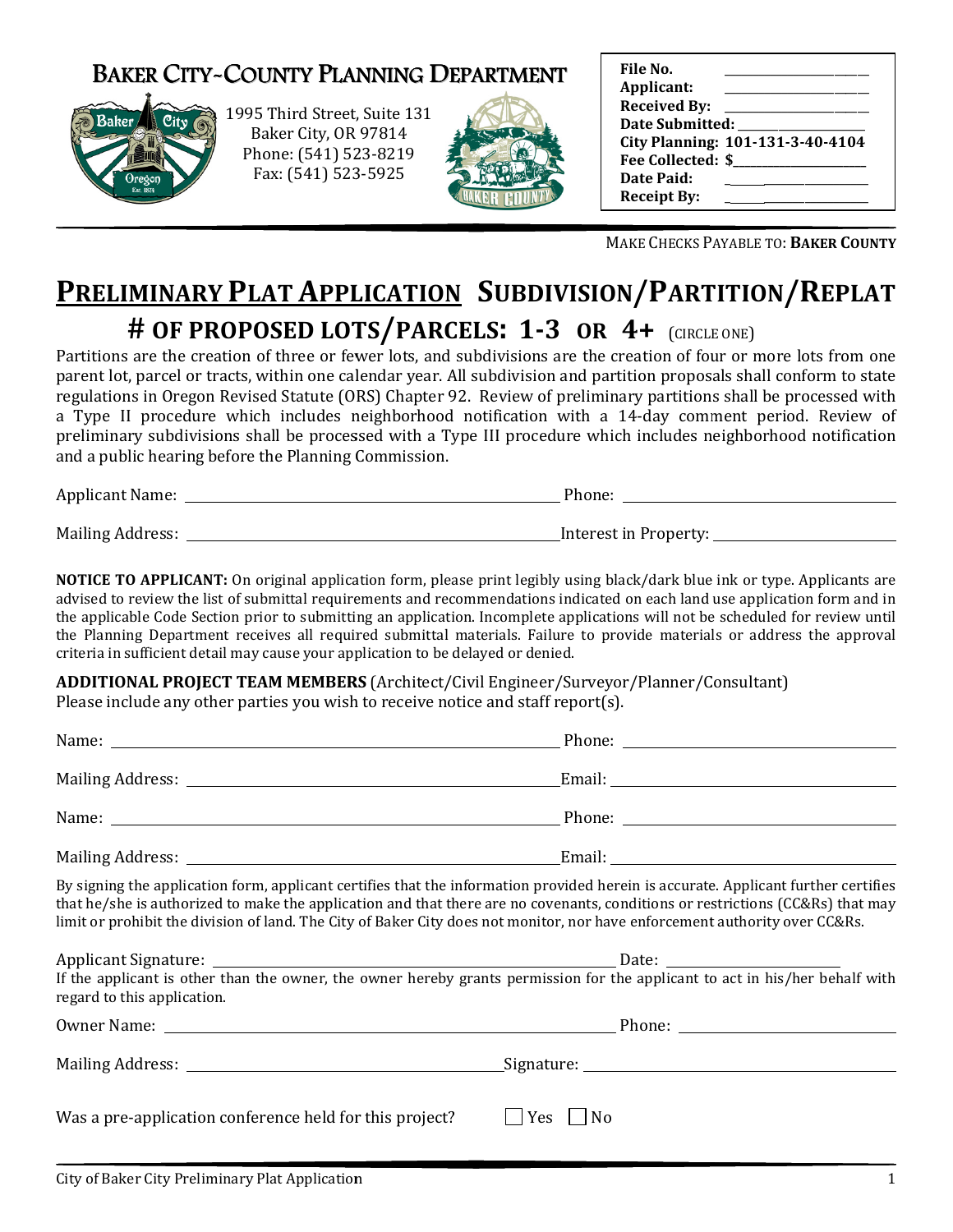# BAKER CITY-COUNTY PLANNING DEPARTMENT

1995 Third Street, Suite 131
Baker City, OR 97814
Phone: (541) 523-8219
Fax: (541) 523-5925

| | |
|---|---|
| **File No.** | ______________ |
| **Applicant:** | ______________ |
| **Received By:** | ______________ |
| **Date Submitted:** | ______________ |
| **City Planning:** | **101-131-3-40-4104** |
| **Fee Collected:** | **$**______________ |
| **Date Paid:** | ______________ |
| **Receipt By:** | ______________ |

MAKE CHECKS PAYABLE TO: **BAKER COUNTY**

# PRELIMINARY PLAT APPLICATION SUBDIVISION/PARTITION/REPLAT

## # OF PROPOSED LOTS/PARCELS: 1-3 OR 4+ (CIRCLE ONE)

Partitions are the creation of three or fewer lots, and subdivisions are the creation of four or more lots from one parent lot, parcel or tracts, within one calendar year. All subdivision and partition proposals shall conform to state regulations in Oregon Revised Statute (ORS) Chapter 92. Review of preliminary partitions shall be processed with a Type II procedure which includes neighborhood notification with a 14-day comment period. Review of preliminary subdivisions shall be processed with a Type III procedure which includes neighborhood notification and a public hearing before the Planning Commission.

Applicant Name: ______________________________ Phone: ______________________

Mailing Address: ______________________________ Interest in Property: ______________________

**NOTICE TO APPLICANT:** On original application form, please print legibly using black/dark blue ink or type. Applicants are advised to review the list of submittal requirements and recommendations indicated on each land use application form and in the applicable Code Section prior to submitting an application. Incomplete applications will not be scheduled for review until the Planning Department receives all required submittal materials. Failure to provide materials or address the approval criteria in sufficient detail may cause your application to be delayed or denied.

**ADDITIONAL PROJECT TEAM MEMBERS** (Architect/Civil Engineer/Surveyor/Planner/Consultant)
Please include any other parties you wish to receive notice and staff report(s).

Name: ______________________________ Phone: ______________________

Mailing Address: ______________________________ Email: ______________________

Name: ______________________________ Phone: ______________________

Mailing Address: ______________________________ Email: ______________________

By signing the application form, applicant certifies that the information provided herein is accurate. Applicant further certifies that he/she is authorized to make the application and that there are no covenants, conditions or restrictions (CC&Rs) that may limit or prohibit the division of land. The City of Baker City does not monitor, nor have enforcement authority over CC&Rs.

Applicant Signature: ______________________________ Date: ______________________

If the applicant is other than the owner, the owner hereby grants permission for the applicant to act in his/her behalf with regard to this application.

Owner Name: ______________________________ Phone: ______________________

Mailing Address: ______________________________ Signature: ______________________

Was a pre-application conference held for this project? ☐ Yes ☐ No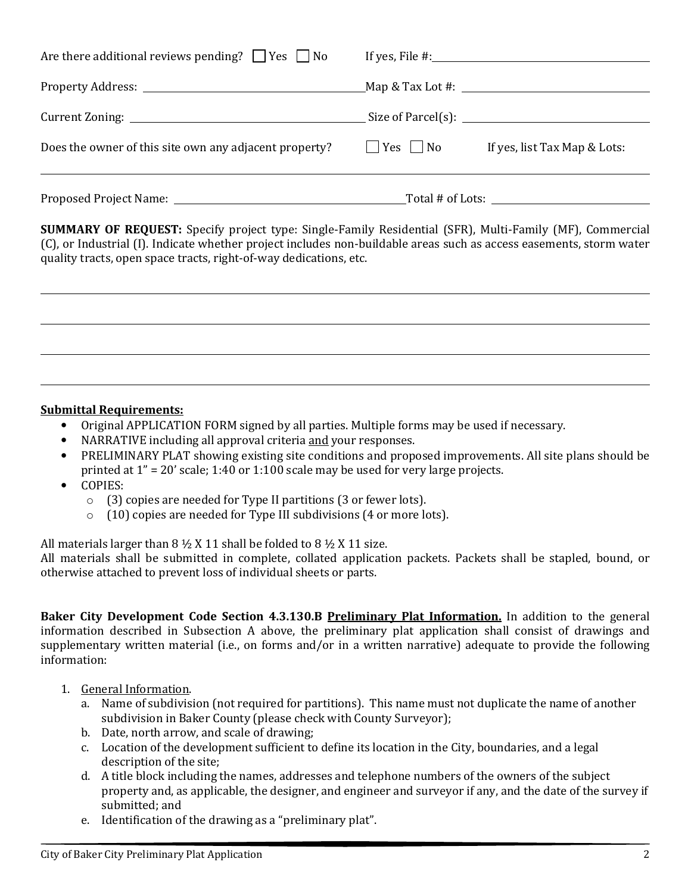Are there additional reviews pending? ☐ Yes ☐ No If yes, File #:____________________

Property Address: ____________________ Map & Tax Lot #: ____________________

Current Zoning: ____________________ Size of Parcel(s): ____________________

Does the owner of this site own any adjacent property? ☐ Yes ☐ No If yes, list Tax Map & Lots:

____________________________________________________________

Proposed Project Name: ____________________ Total # of Lots: ____________________

**SUMMARY OF REQUEST:** Specify project type: Single-Family Residential (SFR), Multi-Family (MF), Commercial (C), or Industrial (I). Indicate whether project includes non-buildable areas such as access easements, storm water quality tracts, open space tracts, right-of-way dedications, etc.

____________________________________________________________

____________________________________________________________

____________________________________________________________

____________________________________________________________

**Submittal Requirements:**

- Original APPLICATION FORM signed by all parties. Multiple forms may be used if necessary.
- NARRATIVE including all approval criteria and your responses.
- PRELIMINARY PLAT showing existing site conditions and proposed improvements. All site plans should be printed at 1" = 20' scale; 1:40 or 1:100 scale may be used for very large projects.
- COPIES:
  - (3) copies are needed for Type II partitions (3 or fewer lots).
  - (10) copies are needed for Type III subdivisions (4 or more lots).

All materials larger than 8 ½ X 11 shall be folded to 8 ½ X 11 size.
All materials shall be submitted in complete, collated application packets. Packets shall be stapled, bound, or otherwise attached to prevent loss of individual sheets or parts.

**Baker City Development Code Section 4.3.130.B Preliminary Plat Information.** In addition to the general information described in Subsection A above, the preliminary plat application shall consist of drawings and supplementary written material (i.e., on forms and/or in a written narrative) adequate to provide the following information:

1. General Information.
   a. Name of subdivision (not required for partitions). This name must not duplicate the name of another subdivision in Baker County (please check with County Surveyor);
   b. Date, north arrow, and scale of drawing;
   c. Location of the development sufficient to define its location in the City, boundaries, and a legal description of the site;
   d. A title block including the names, addresses and telephone numbers of the owners of the subject property and, as applicable, the designer, and engineer and surveyor if any, and the date of the survey if submitted; and
   e. Identification of the drawing as a "preliminary plat".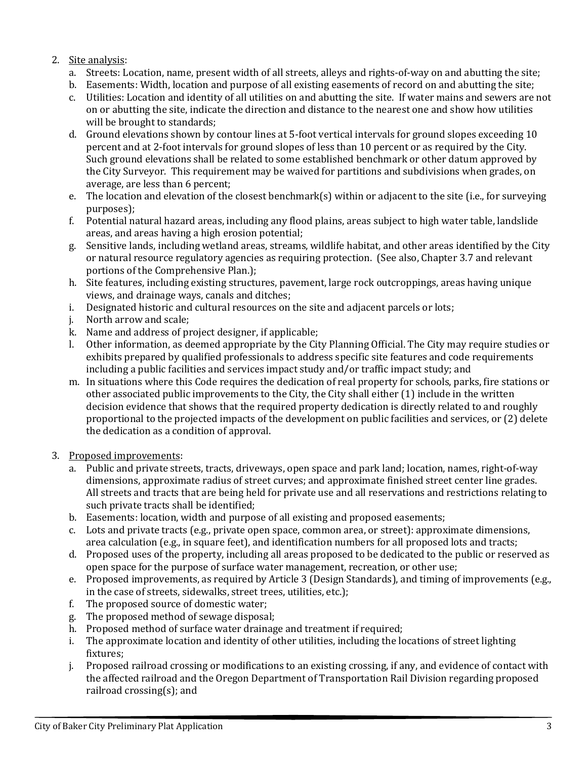2. <u>Site analysis</u>:
   a. Streets: Location, name, present width of all streets, alleys and rights-of-way on and abutting the site;
   b. Easements: Width, location and purpose of all existing easements of record on and abutting the site;
   c. Utilities: Location and identity of all utilities on and abutting the site. If water mains and sewers are not on or abutting the site, indicate the direction and distance to the nearest one and show how utilities will be brought to standards;
   d. Ground elevations shown by contour lines at 5-foot vertical intervals for ground slopes exceeding 10 percent and at 2-foot intervals for ground slopes of less than 10 percent or as required by the City. Such ground elevations shall be related to some established benchmark or other datum approved by the City Surveyor. This requirement may be waived for partitions and subdivisions when grades, on average, are less than 6 percent;
   e. The location and elevation of the closest benchmark(s) within or adjacent to the site (i.e., for surveying purposes);
   f. Potential natural hazard areas, including any flood plains, areas subject to high water table, landslide areas, and areas having a high erosion potential;
   g. Sensitive lands, including wetland areas, streams, wildlife habitat, and other areas identified by the City or natural resource regulatory agencies as requiring protection. (See also, Chapter 3.7 and relevant portions of the Comprehensive Plan.);
   h. Site features, including existing structures, pavement, large rock outcroppings, areas having unique views, and drainage ways, canals and ditches;
   i. Designated historic and cultural resources on the site and adjacent parcels or lots;
   j. North arrow and scale;
   k. Name and address of project designer, if applicable;
   l. Other information, as deemed appropriate by the City Planning Official. The City may require studies or exhibits prepared by qualified professionals to address specific site features and code requirements including a public facilities and services impact study and/or traffic impact study; and
   m. In situations where this Code requires the dedication of real property for schools, parks, fire stations or other associated public improvements to the City, the City shall either (1) include in the written decision evidence that shows that the required property dedication is directly related to and roughly proportional to the projected impacts of the development on public facilities and services, or (2) delete the dedication as a condition of approval.

3. <u>Proposed improvements</u>:
   a. Public and private streets, tracts, driveways, open space and park land; location, names, right-of-way dimensions, approximate radius of street curves; and approximate finished street center line grades. All streets and tracts that are being held for private use and all reservations and restrictions relating to such private tracts shall be identified;
   b. Easements: location, width and purpose of all existing and proposed easements;
   c. Lots and private tracts (e.g., private open space, common area, or street): approximate dimensions, area calculation (e.g., in square feet), and identification numbers for all proposed lots and tracts;
   d. Proposed uses of the property, including all areas proposed to be dedicated to the public or reserved as open space for the purpose of surface water management, recreation, or other use;
   e. Proposed improvements, as required by Article 3 (Design Standards), and timing of improvements (e.g., in the case of streets, sidewalks, street trees, utilities, etc.);
   f. The proposed source of domestic water;
   g. The proposed method of sewage disposal;
   h. Proposed method of surface water drainage and treatment if required;
   i. The approximate location and identity of other utilities, including the locations of street lighting fixtures;
   j. Proposed railroad crossing or modifications to an existing crossing, if any, and evidence of contact with the affected railroad and the Oregon Department of Transportation Rail Division regarding proposed railroad crossing(s); and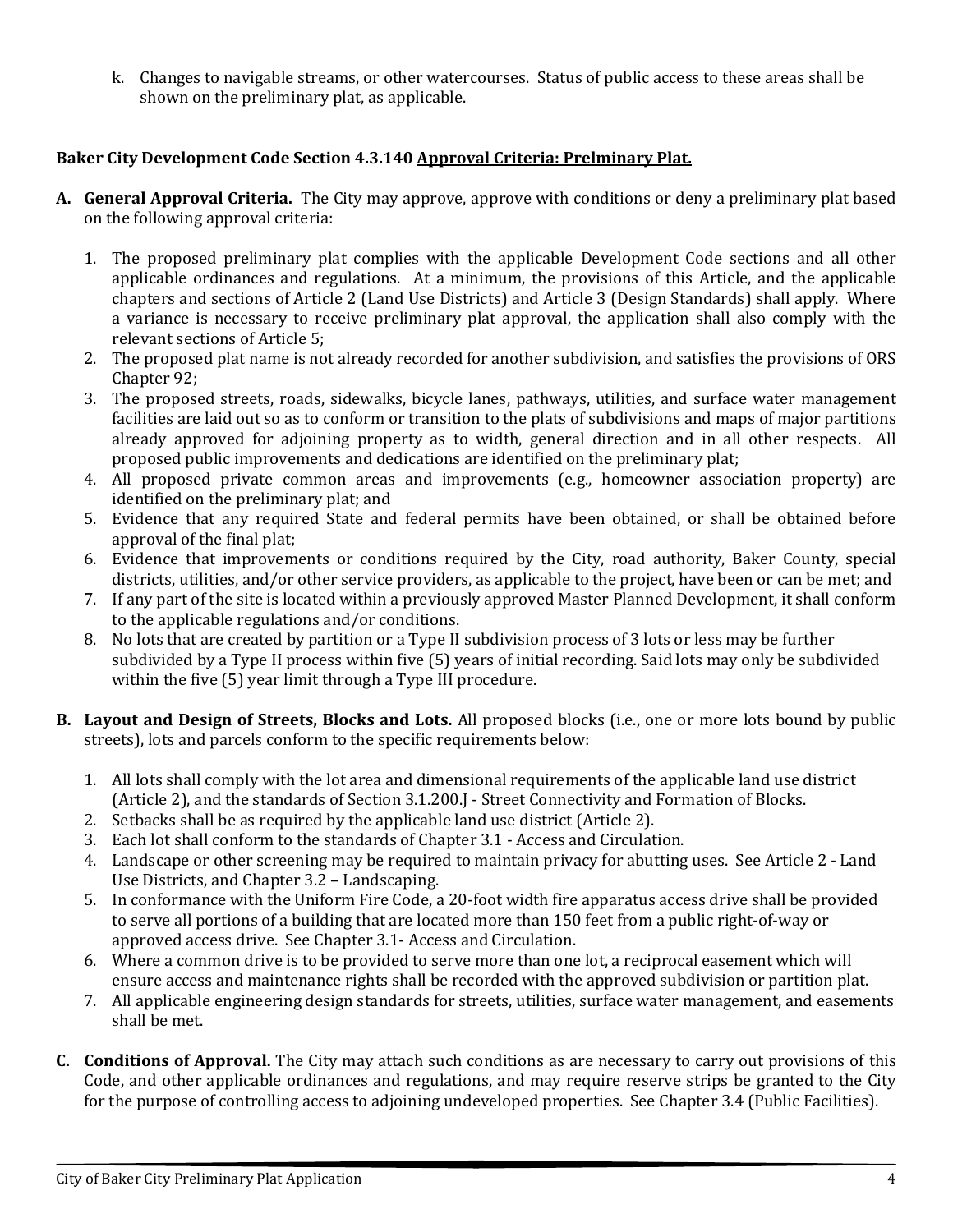k. Changes to navigable streams, or other watercourses. Status of public access to these areas shall be shown on the preliminary plat, as applicable.

**Baker City Development Code Section 4.3.140 <u>Approval Criteria: Prelminary Plat.</u>**

**A. General Approval Criteria.** The City may approve, approve with conditions or deny a preliminary plat based on the following approval criteria:

1. The proposed preliminary plat complies with the applicable Development Code sections and all other applicable ordinances and regulations. At a minimum, the provisions of this Article, and the applicable chapters and sections of Article 2 (Land Use Districts) and Article 3 (Design Standards) shall apply. Where a variance is necessary to receive preliminary plat approval, the application shall also comply with the relevant sections of Article 5;
2. The proposed plat name is not already recorded for another subdivision, and satisfies the provisions of ORS Chapter 92;
3. The proposed streets, roads, sidewalks, bicycle lanes, pathways, utilities, and surface water management facilities are laid out so as to conform or transition to the plats of subdivisions and maps of major partitions already approved for adjoining property as to width, general direction and in all other respects. All proposed public improvements and dedications are identified on the preliminary plat;
4. All proposed private common areas and improvements (e.g., homeowner association property) are identified on the preliminary plat; and
5. Evidence that any required State and federal permits have been obtained, or shall be obtained before approval of the final plat;
6. Evidence that improvements or conditions required by the City, road authority, Baker County, special districts, utilities, and/or other service providers, as applicable to the project, have been or can be met; and
7. If any part of the site is located within a previously approved Master Planned Development, it shall conform to the applicable regulations and/or conditions.
8. No lots that are created by partition or a Type II subdivision process of 3 lots or less may be further subdivided by a Type II process within five (5) years of initial recording. Said lots may only be subdivided within the five (5) year limit through a Type III procedure.

**B. Layout and Design of Streets, Blocks and Lots.** All proposed blocks (i.e., one or more lots bound by public streets), lots and parcels conform to the specific requirements below:

1. All lots shall comply with the lot area and dimensional requirements of the applicable land use district (Article 2), and the standards of Section 3.1.200.J - Street Connectivity and Formation of Blocks.
2. Setbacks shall be as required by the applicable land use district (Article 2).
3. Each lot shall conform to the standards of Chapter 3.1 - Access and Circulation.
4. Landscape or other screening may be required to maintain privacy for abutting uses. See Article 2 - Land Use Districts, and Chapter 3.2 – Landscaping.
5. In conformance with the Uniform Fire Code, a 20-foot width fire apparatus access drive shall be provided to serve all portions of a building that are located more than 150 feet from a public right-of-way or approved access drive. See Chapter 3.1- Access and Circulation.
6. Where a common drive is to be provided to serve more than one lot, a reciprocal easement which will ensure access and maintenance rights shall be recorded with the approved subdivision or partition plat.
7. All applicable engineering design standards for streets, utilities, surface water management, and easements shall be met.

**C. Conditions of Approval.** The City may attach such conditions as are necessary to carry out provisions of this Code, and other applicable ordinances and regulations, and may require reserve strips be granted to the City for the purpose of controlling access to adjoining undeveloped properties. See Chapter 3.4 (Public Facilities).